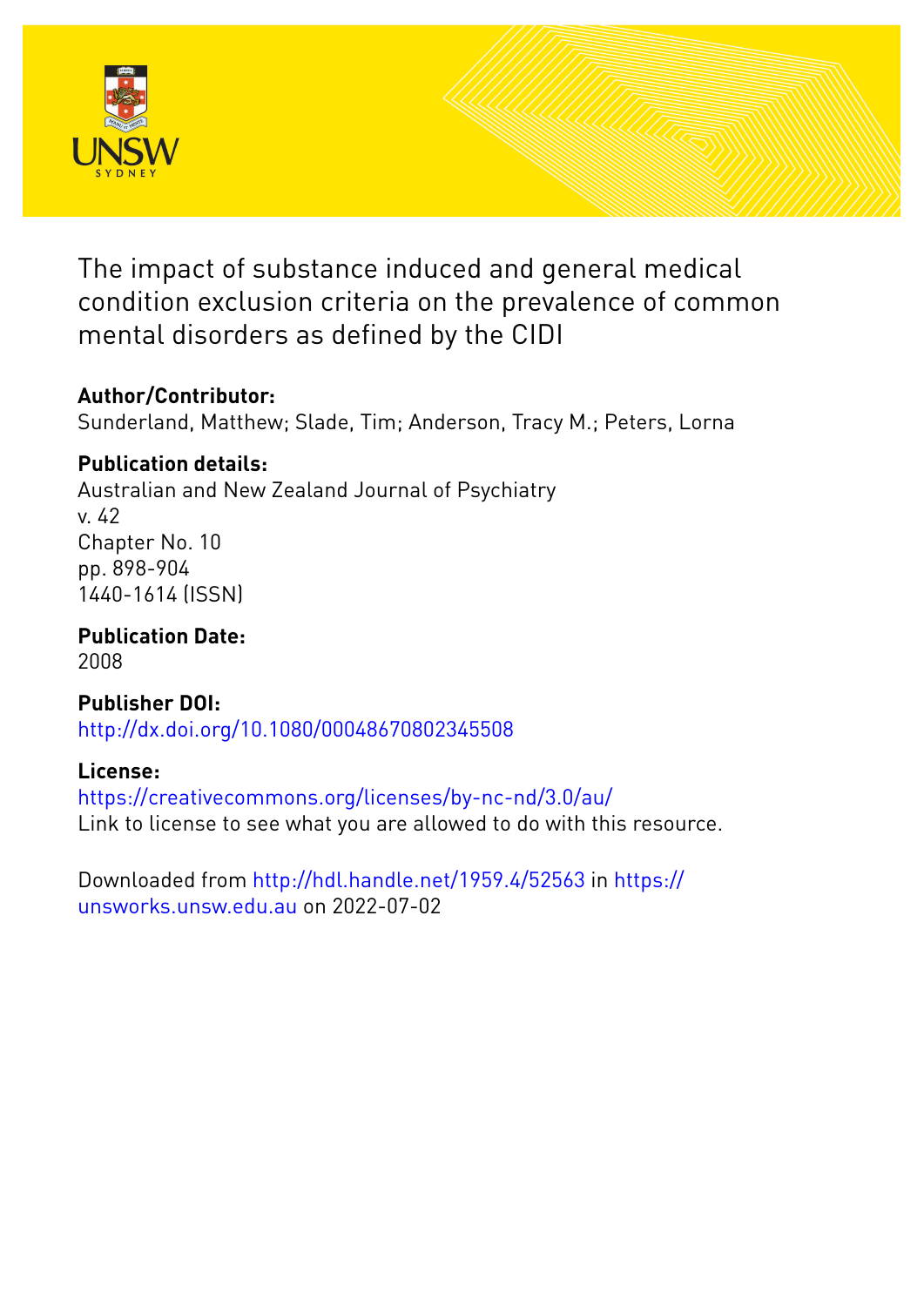# The impact of substance induced and general medical condition exclusion criteria on the prevalence of common mental disorders as defined by the CIDI

**Author/Contributor:**
Sunderland, Matthew; Slade, Tim; Anderson, Tracy M.; Peters, Lorna

**Publication details:**
Australian and New Zealand Journal of Psychiatry
v. 42
Chapter No. 10
pp. 898-904
1440-1614 (ISSN)

**Publication Date:**
2008

**Publisher DOI:**
http://dx.doi.org/10.1080/00048670802345508

**License:**
https://creativecommons.org/licenses/by-nc-nd/3.0/au/
Link to license to see what you are allowed to do with this resource.

Downloaded from http://hdl.handle.net/1959.4/52563 in https://unsworks.unsw.edu.au on 2022-07-02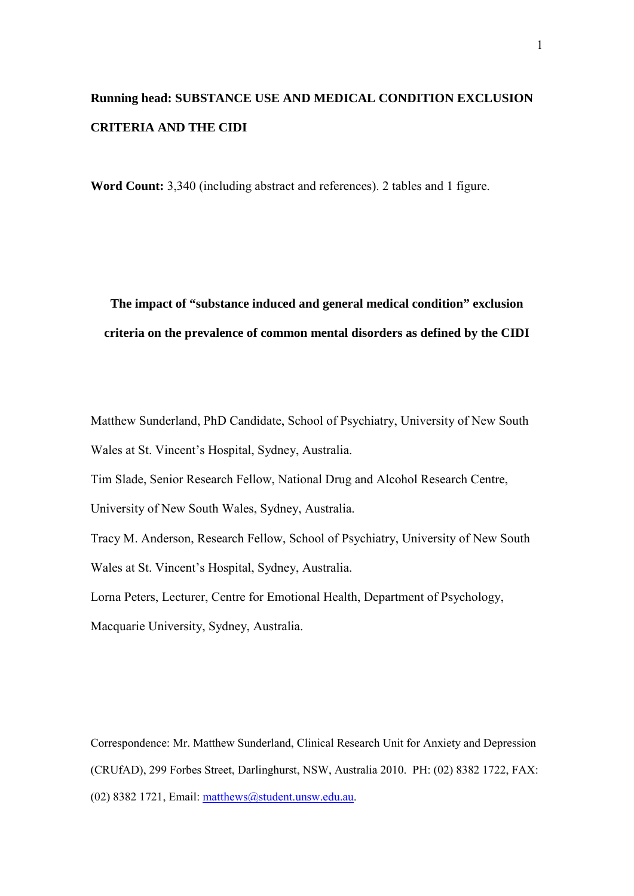**Running head: SUBSTANCE USE AND MEDICAL CONDITION EXCLUSION CRITERIA AND THE CIDI**

**Word Count:** 3,340 (including abstract and references). 2 tables and 1 figure.

# The impact of "substance induced and general medical condition" exclusion criteria on the prevalence of common mental disorders as defined by the CIDI

Matthew Sunderland, PhD Candidate, School of Psychiatry, University of New South Wales at St. Vincent's Hospital, Sydney, Australia.

Tim Slade, Senior Research Fellow, National Drug and Alcohol Research Centre, University of New South Wales, Sydney, Australia.

Tracy M. Anderson, Research Fellow, School of Psychiatry, University of New South Wales at St. Vincent's Hospital, Sydney, Australia.

Lorna Peters, Lecturer, Centre for Emotional Health, Department of Psychology, Macquarie University, Sydney, Australia.

Correspondence: Mr. Matthew Sunderland, Clinical Research Unit for Anxiety and Depression (CRUfAD), 299 Forbes Street, Darlinghurst, NSW, Australia 2010. PH: (02) 8382 1722, FAX: (02) 8382 1721, Email: matthews@student.unsw.edu.au.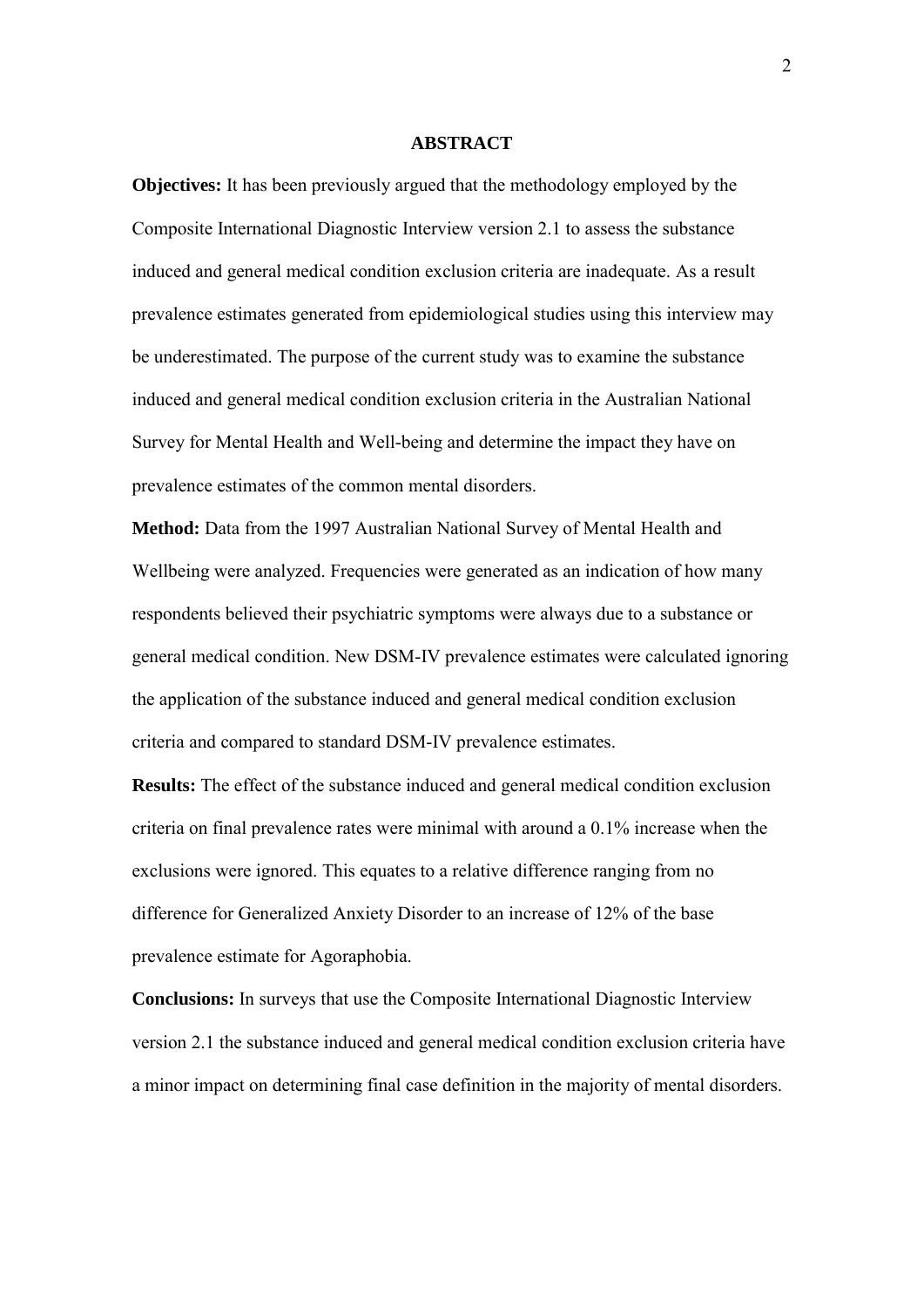## ABSTRACT

**Objectives:** It has been previously argued that the methodology employed by the Composite International Diagnostic Interview version 2.1 to assess the substance induced and general medical condition exclusion criteria are inadequate. As a result prevalence estimates generated from epidemiological studies using this interview may be underestimated. The purpose of the current study was to examine the substance induced and general medical condition exclusion criteria in the Australian National Survey for Mental Health and Well-being and determine the impact they have on prevalence estimates of the common mental disorders.

**Method:** Data from the 1997 Australian National Survey of Mental Health and Wellbeing were analyzed. Frequencies were generated as an indication of how many respondents believed their psychiatric symptoms were always due to a substance or general medical condition. New DSM-IV prevalence estimates were calculated ignoring the application of the substance induced and general medical condition exclusion criteria and compared to standard DSM-IV prevalence estimates.

**Results:** The effect of the substance induced and general medical condition exclusion criteria on final prevalence rates were minimal with around a 0.1% increase when the exclusions were ignored. This equates to a relative difference ranging from no difference for Generalized Anxiety Disorder to an increase of 12% of the base prevalence estimate for Agoraphobia.

**Conclusions:** In surveys that use the Composite International Diagnostic Interview version 2.1 the substance induced and general medical condition exclusion criteria have a minor impact on determining final case definition in the majority of mental disorders.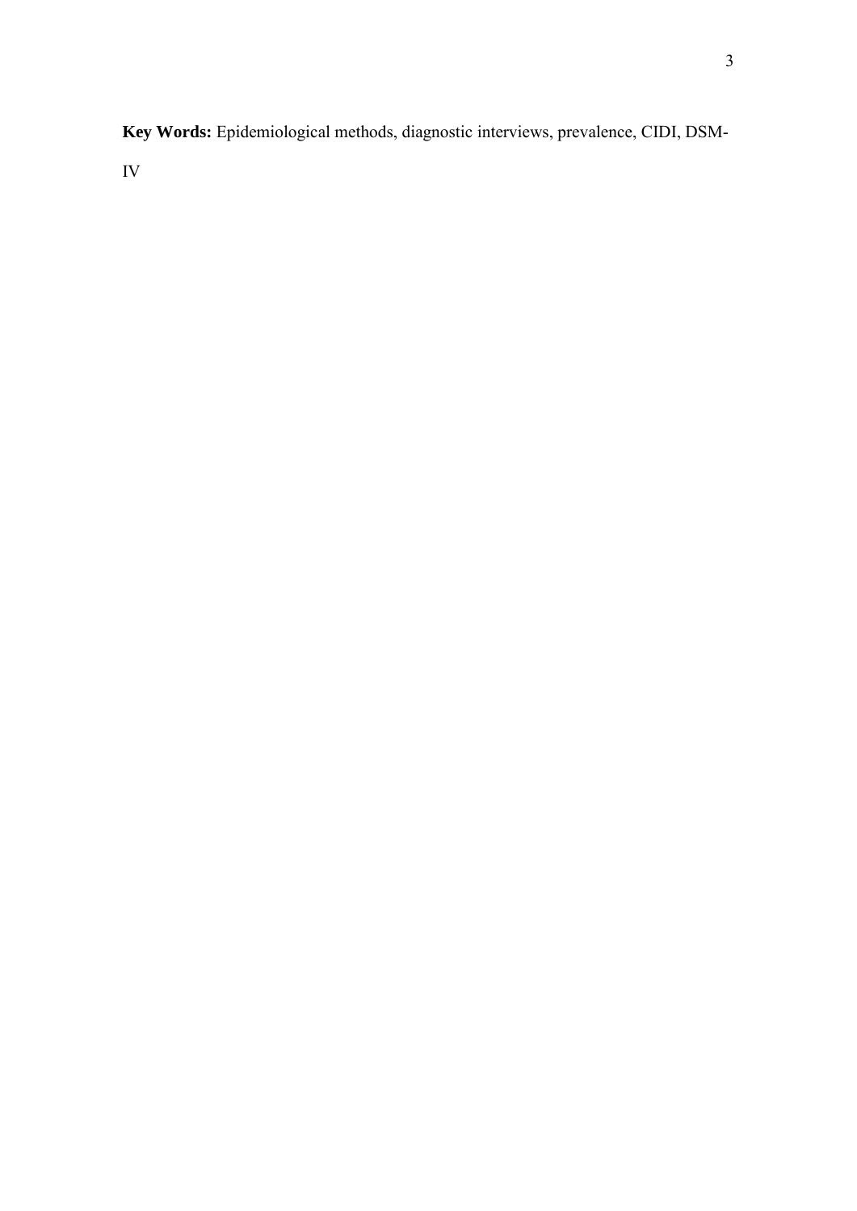**Key Words:** Epidemiological methods, diagnostic interviews, prevalence, CIDI, DSM-IV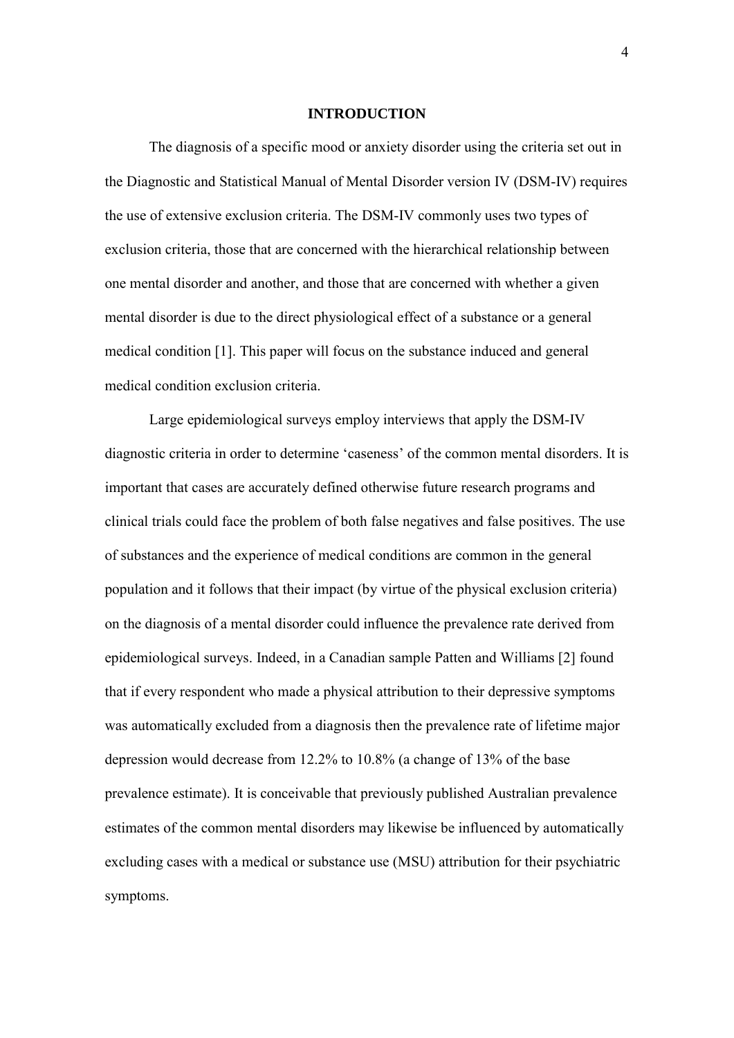## INTRODUCTION

The diagnosis of a specific mood or anxiety disorder using the criteria set out in the Diagnostic and Statistical Manual of Mental Disorder version IV (DSM-IV) requires the use of extensive exclusion criteria. The DSM-IV commonly uses two types of exclusion criteria, those that are concerned with the hierarchical relationship between one mental disorder and another, and those that are concerned with whether a given mental disorder is due to the direct physiological effect of a substance or a general medical condition [1]. This paper will focus on the substance induced and general medical condition exclusion criteria.

Large epidemiological surveys employ interviews that apply the DSM-IV diagnostic criteria in order to determine 'caseness' of the common mental disorders. It is important that cases are accurately defined otherwise future research programs and clinical trials could face the problem of both false negatives and false positives. The use of substances and the experience of medical conditions are common in the general population and it follows that their impact (by virtue of the physical exclusion criteria) on the diagnosis of a mental disorder could influence the prevalence rate derived from epidemiological surveys. Indeed, in a Canadian sample Patten and Williams [2] found that if every respondent who made a physical attribution to their depressive symptoms was automatically excluded from a diagnosis then the prevalence rate of lifetime major depression would decrease from 12.2% to 10.8% (a change of 13% of the base prevalence estimate). It is conceivable that previously published Australian prevalence estimates of the common mental disorders may likewise be influenced by automatically excluding cases with a medical or substance use (MSU) attribution for their psychiatric symptoms.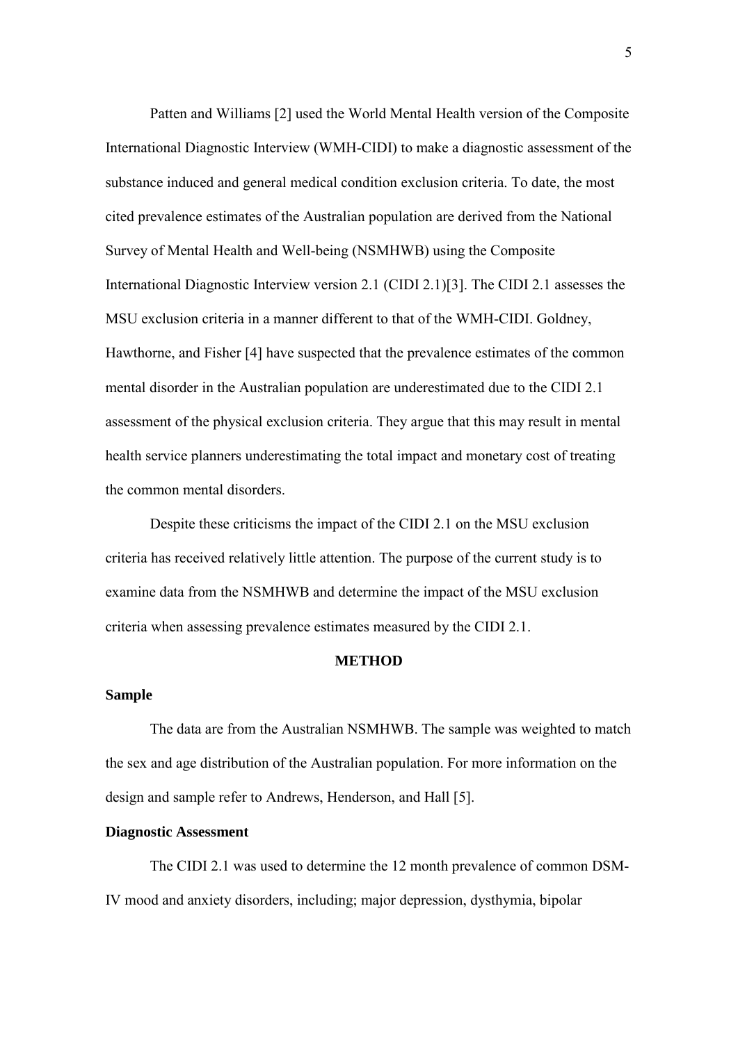Patten and Williams [2] used the World Mental Health version of the Composite International Diagnostic Interview (WMH-CIDI) to make a diagnostic assessment of the substance induced and general medical condition exclusion criteria. To date, the most cited prevalence estimates of the Australian population are derived from the National Survey of Mental Health and Well-being (NSMHWB) using the Composite International Diagnostic Interview version 2.1 (CIDI 2.1)[3]. The CIDI 2.1 assesses the MSU exclusion criteria in a manner different to that of the WMH-CIDI. Goldney, Hawthorne, and Fisher [4] have suspected that the prevalence estimates of the common mental disorder in the Australian population are underestimated due to the CIDI 2.1 assessment of the physical exclusion criteria. They argue that this may result in mental health service planners underestimating the total impact and monetary cost of treating the common mental disorders.

Despite these criticisms the impact of the CIDI 2.1 on the MSU exclusion criteria has received relatively little attention. The purpose of the current study is to examine data from the NSMHWB and determine the impact of the MSU exclusion criteria when assessing prevalence estimates measured by the CIDI 2.1.

## METHOD

### Sample

The data are from the Australian NSMHWB. The sample was weighted to match the sex and age distribution of the Australian population. For more information on the design and sample refer to Andrews, Henderson, and Hall [5].

### Diagnostic Assessment

The CIDI 2.1 was used to determine the 12 month prevalence of common DSM-IV mood and anxiety disorders, including; major depression, dysthymia, bipolar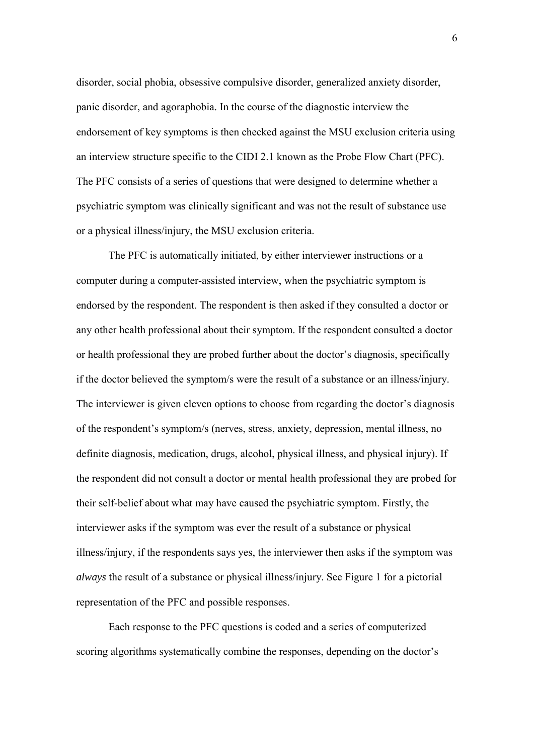disorder, social phobia, obsessive compulsive disorder, generalized anxiety disorder, panic disorder, and agoraphobia. In the course of the diagnostic interview the endorsement of key symptoms is then checked against the MSU exclusion criteria using an interview structure specific to the CIDI 2.1 known as the Probe Flow Chart (PFC). The PFC consists of a series of questions that were designed to determine whether a psychiatric symptom was clinically significant and was not the result of substance use or a physical illness/injury, the MSU exclusion criteria.

The PFC is automatically initiated, by either interviewer instructions or a computer during a computer-assisted interview, when the psychiatric symptom is endorsed by the respondent. The respondent is then asked if they consulted a doctor or any other health professional about their symptom. If the respondent consulted a doctor or health professional they are probed further about the doctor's diagnosis, specifically if the doctor believed the symptom/s were the result of a substance or an illness/injury. The interviewer is given eleven options to choose from regarding the doctor's diagnosis of the respondent's symptom/s (nerves, stress, anxiety, depression, mental illness, no definite diagnosis, medication, drugs, alcohol, physical illness, and physical injury). If the respondent did not consult a doctor or mental health professional they are probed for their self-belief about what may have caused the psychiatric symptom. Firstly, the interviewer asks if the symptom was ever the result of a substance or physical illness/injury, if the respondents says yes, the interviewer then asks if the symptom was *always* the result of a substance or physical illness/injury. See Figure 1 for a pictorial representation of the PFC and possible responses.

Each response to the PFC questions is coded and a series of computerized scoring algorithms systematically combine the responses, depending on the doctor's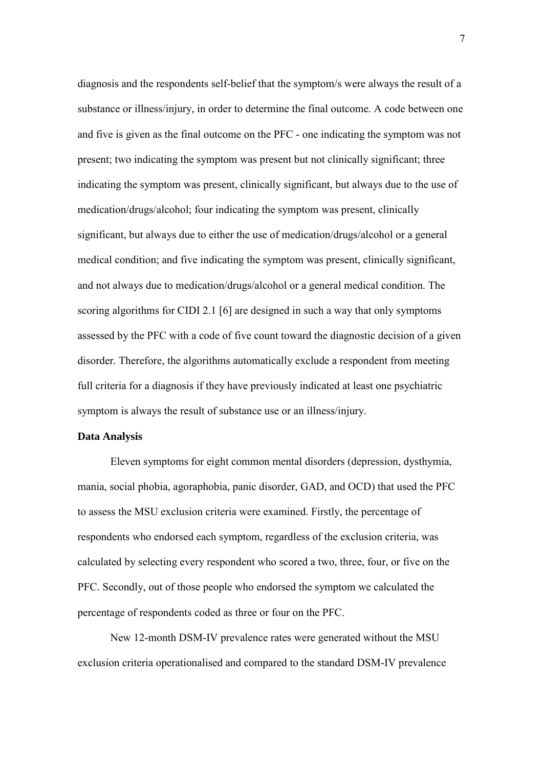diagnosis and the respondents self-belief that the symptom/s were always the result of a substance or illness/injury, in order to determine the final outcome. A code between one and five is given as the final outcome on the PFC - one indicating the symptom was not present; two indicating the symptom was present but not clinically significant; three indicating the symptom was present, clinically significant, but always due to the use of medication/drugs/alcohol; four indicating the symptom was present, clinically significant, but always due to either the use of medication/drugs/alcohol or a general medical condition; and five indicating the symptom was present, clinically significant, and not always due to medication/drugs/alcohol or a general medical condition. The scoring algorithms for CIDI 2.1 [6] are designed in such a way that only symptoms assessed by the PFC with a code of five count toward the diagnostic decision of a given disorder. Therefore, the algorithms automatically exclude a respondent from meeting full criteria for a diagnosis if they have previously indicated at least one psychiatric symptom is always the result of substance use or an illness/injury.

**Data Analysis**

Eleven symptoms for eight common mental disorders (depression, dysthymia, mania, social phobia, agoraphobia, panic disorder, GAD, and OCD) that used the PFC to assess the MSU exclusion criteria were examined. Firstly, the percentage of respondents who endorsed each symptom, regardless of the exclusion criteria, was calculated by selecting every respondent who scored a two, three, four, or five on the PFC. Secondly, out of those people who endorsed the symptom we calculated the percentage of respondents coded as three or four on the PFC.

New 12-month DSM-IV prevalence rates were generated without the MSU exclusion criteria operationalised and compared to the standard DSM-IV prevalence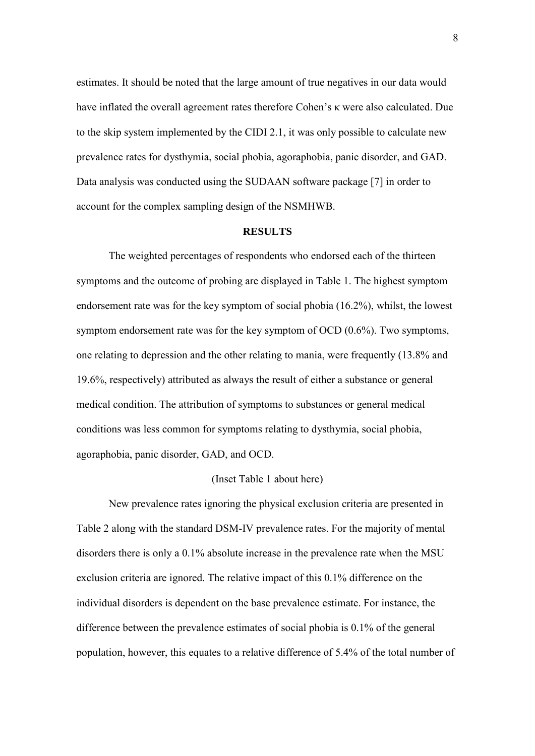estimates. It should be noted that the large amount of true negatives in our data would have inflated the overall agreement rates therefore Cohen's κ were also calculated. Due to the skip system implemented by the CIDI 2.1, it was only possible to calculate new prevalence rates for dysthymia, social phobia, agoraphobia, panic disorder, and GAD. Data analysis was conducted using the SUDAAN software package [7] in order to account for the complex sampling design of the NSMHWB.

## RESULTS

The weighted percentages of respondents who endorsed each of the thirteen symptoms and the outcome of probing are displayed in Table 1. The highest symptom endorsement rate was for the key symptom of social phobia (16.2%), whilst, the lowest symptom endorsement rate was for the key symptom of OCD (0.6%). Two symptoms, one relating to depression and the other relating to mania, were frequently (13.8% and 19.6%, respectively) attributed as always the result of either a substance or general medical condition. The attribution of symptoms to substances or general medical conditions was less common for symptoms relating to dysthymia, social phobia, agoraphobia, panic disorder, GAD, and OCD.

(Inset Table 1 about here)

New prevalence rates ignoring the physical exclusion criteria are presented in Table 2 along with the standard DSM-IV prevalence rates. For the majority of mental disorders there is only a 0.1% absolute increase in the prevalence rate when the MSU exclusion criteria are ignored. The relative impact of this 0.1% difference on the individual disorders is dependent on the base prevalence estimate. For instance, the difference between the prevalence estimates of social phobia is 0.1% of the general population, however, this equates to a relative difference of 5.4% of the total number of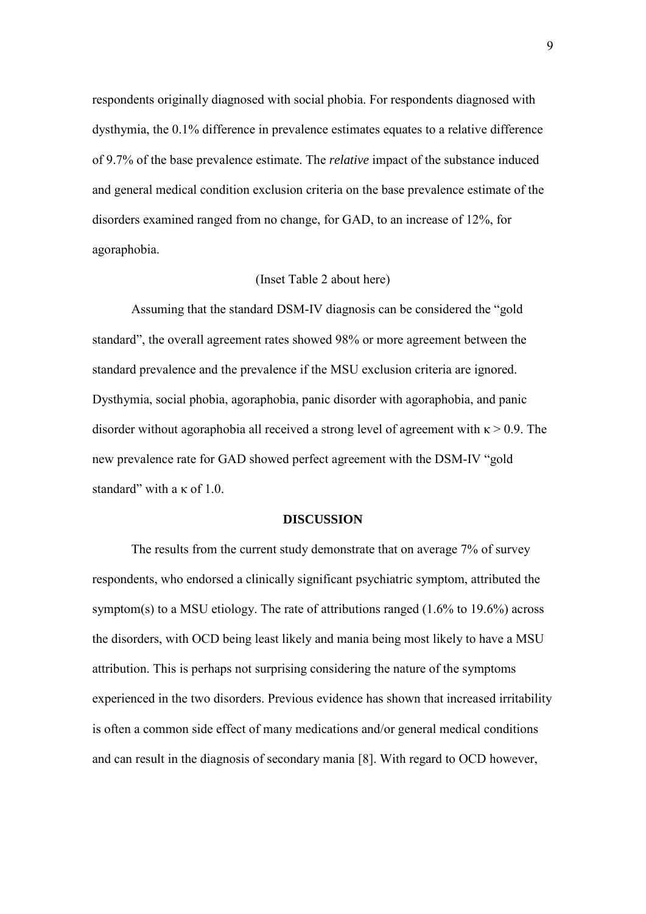respondents originally diagnosed with social phobia. For respondents diagnosed with dysthymia, the 0.1% difference in prevalence estimates equates to a relative difference of 9.7% of the base prevalence estimate. The *relative* impact of the substance induced and general medical condition exclusion criteria on the base prevalence estimate of the disorders examined ranged from no change, for GAD, to an increase of 12%, for agoraphobia.

(Inset Table 2 about here)

Assuming that the standard DSM-IV diagnosis can be considered the "gold standard", the overall agreement rates showed 98% or more agreement between the standard prevalence and the prevalence if the MSU exclusion criteria are ignored. Dysthymia, social phobia, agoraphobia, panic disorder with agoraphobia, and panic disorder without agoraphobia all received a strong level of agreement with $\kappa > 0.9$. The new prevalence rate for GAD showed perfect agreement with the DSM-IV "gold standard" with a $\kappa$ of 1.0.

## DISCUSSION

The results from the current study demonstrate that on average 7% of survey respondents, who endorsed a clinically significant psychiatric symptom, attributed the symptom(s) to a MSU etiology. The rate of attributions ranged (1.6% to 19.6%) across the disorders, with OCD being least likely and mania being most likely to have a MSU attribution. This is perhaps not surprising considering the nature of the symptoms experienced in the two disorders. Previous evidence has shown that increased irritability is often a common side effect of many medications and/or general medical conditions and can result in the diagnosis of secondary mania [8]. With regard to OCD however,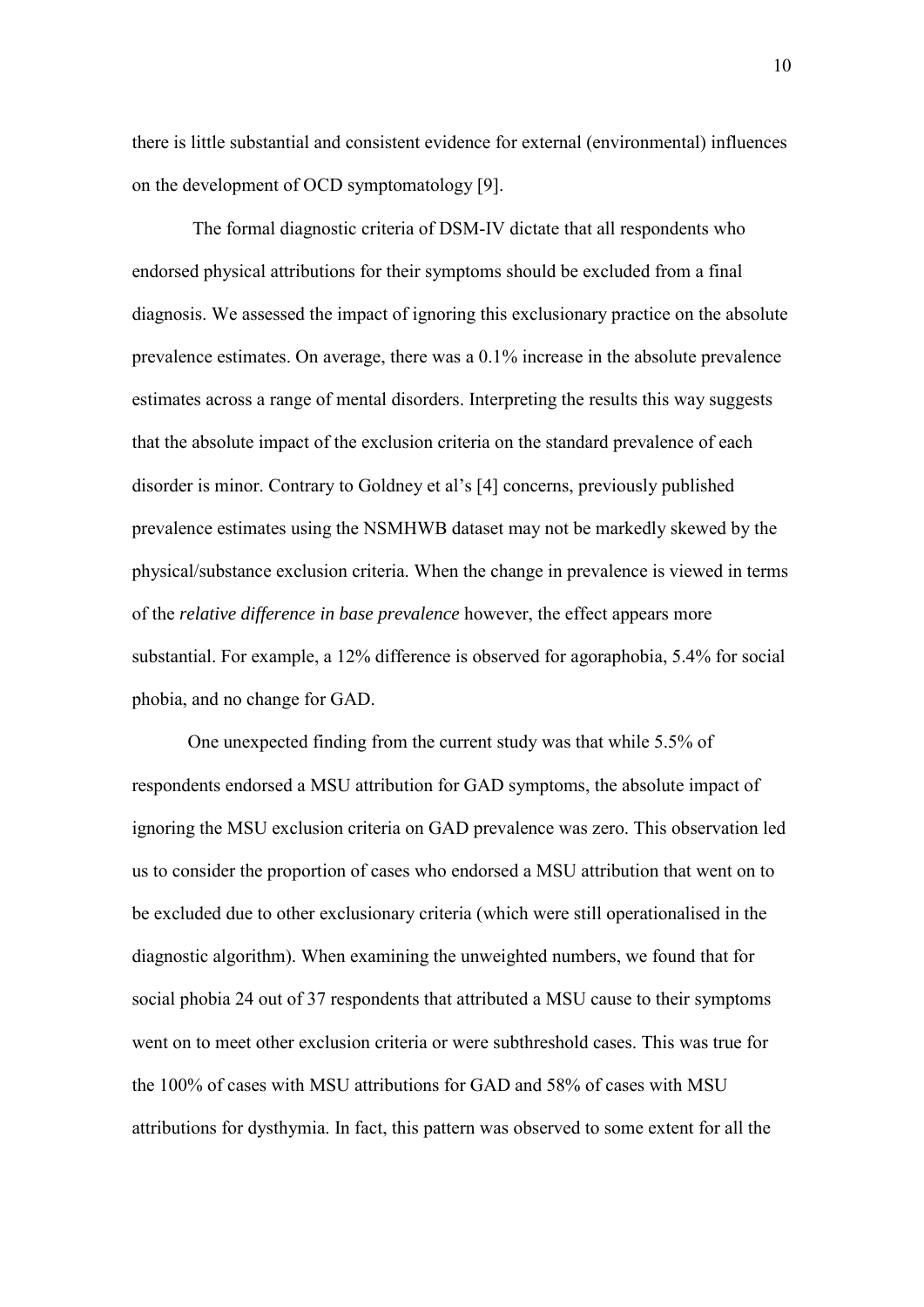there is little substantial and consistent evidence for external (environmental) influences on the development of OCD symptomatology [9].

The formal diagnostic criteria of DSM-IV dictate that all respondents who endorsed physical attributions for their symptoms should be excluded from a final diagnosis. We assessed the impact of ignoring this exclusionary practice on the absolute prevalence estimates. On average, there was a 0.1% increase in the absolute prevalence estimates across a range of mental disorders. Interpreting the results this way suggests that the absolute impact of the exclusion criteria on the standard prevalence of each disorder is minor. Contrary to Goldney et al's [4] concerns, previously published prevalence estimates using the NSMHWB dataset may not be markedly skewed by the physical/substance exclusion criteria. When the change in prevalence is viewed in terms of the *relative difference in base prevalence* however, the effect appears more substantial. For example, a 12% difference is observed for agoraphobia, 5.4% for social phobia, and no change for GAD.

One unexpected finding from the current study was that while 5.5% of respondents endorsed a MSU attribution for GAD symptoms, the absolute impact of ignoring the MSU exclusion criteria on GAD prevalence was zero. This observation led us to consider the proportion of cases who endorsed a MSU attribution that went on to be excluded due to other exclusionary criteria (which were still operationalised in the diagnostic algorithm). When examining the unweighted numbers, we found that for social phobia 24 out of 37 respondents that attributed a MSU cause to their symptoms went on to meet other exclusion criteria or were subthreshold cases. This was true for the 100% of cases with MSU attributions for GAD and 58% of cases with MSU attributions for dysthymia. In fact, this pattern was observed to some extent for all the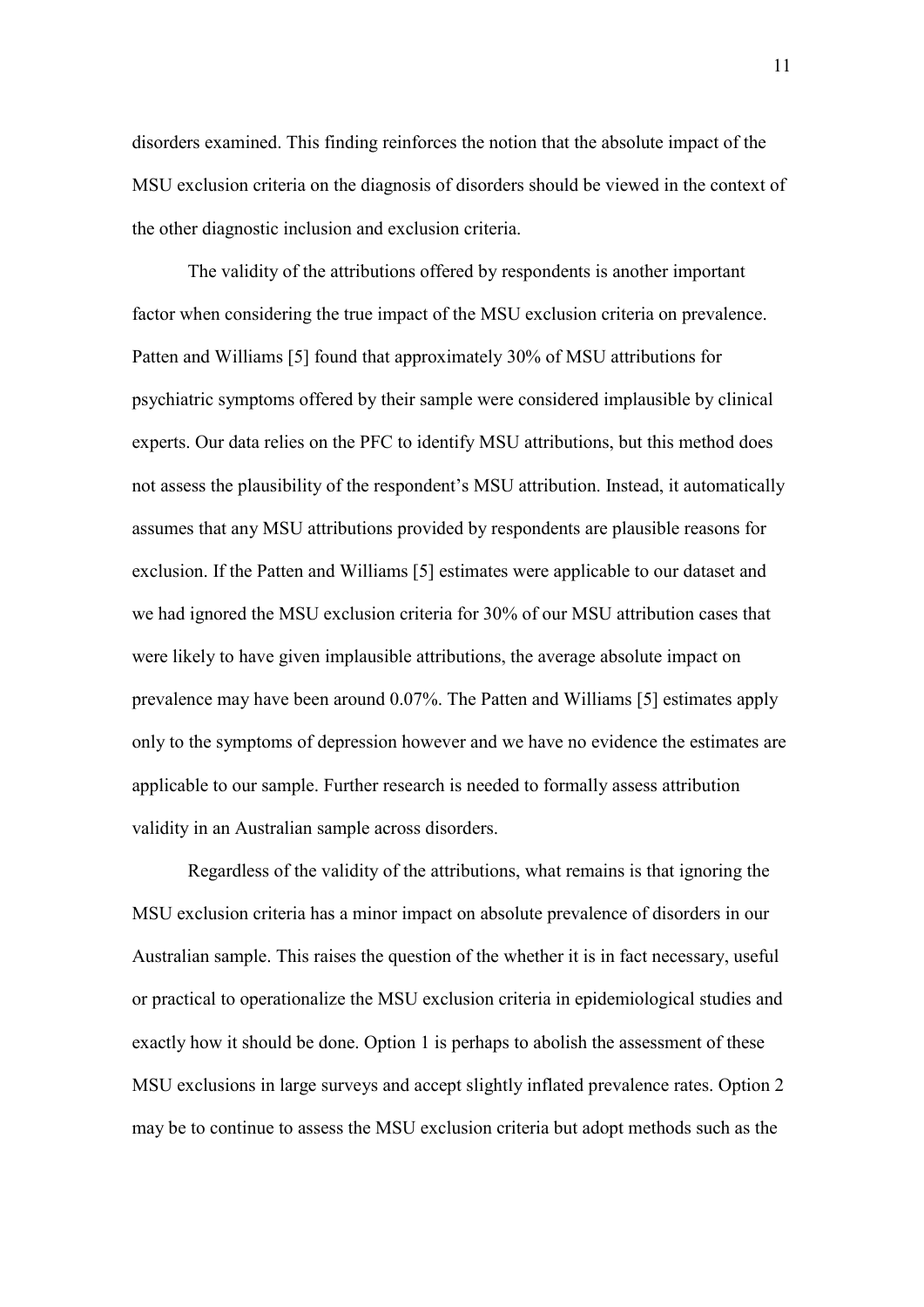disorders examined. This finding reinforces the notion that the absolute impact of the MSU exclusion criteria on the diagnosis of disorders should be viewed in the context of the other diagnostic inclusion and exclusion criteria.

The validity of the attributions offered by respondents is another important factor when considering the true impact of the MSU exclusion criteria on prevalence. Patten and Williams [5] found that approximately 30% of MSU attributions for psychiatric symptoms offered by their sample were considered implausible by clinical experts. Our data relies on the PFC to identify MSU attributions, but this method does not assess the plausibility of the respondent's MSU attribution. Instead, it automatically assumes that any MSU attributions provided by respondents are plausible reasons for exclusion. If the Patten and Williams [5] estimates were applicable to our dataset and we had ignored the MSU exclusion criteria for 30% of our MSU attribution cases that were likely to have given implausible attributions, the average absolute impact on prevalence may have been around 0.07%. The Patten and Williams [5] estimates apply only to the symptoms of depression however and we have no evidence the estimates are applicable to our sample. Further research is needed to formally assess attribution validity in an Australian sample across disorders.

Regardless of the validity of the attributions, what remains is that ignoring the MSU exclusion criteria has a minor impact on absolute prevalence of disorders in our Australian sample. This raises the question of the whether it is in fact necessary, useful or practical to operationalize the MSU exclusion criteria in epidemiological studies and exactly how it should be done. Option 1 is perhaps to abolish the assessment of these MSU exclusions in large surveys and accept slightly inflated prevalence rates. Option 2 may be to continue to assess the MSU exclusion criteria but adopt methods such as the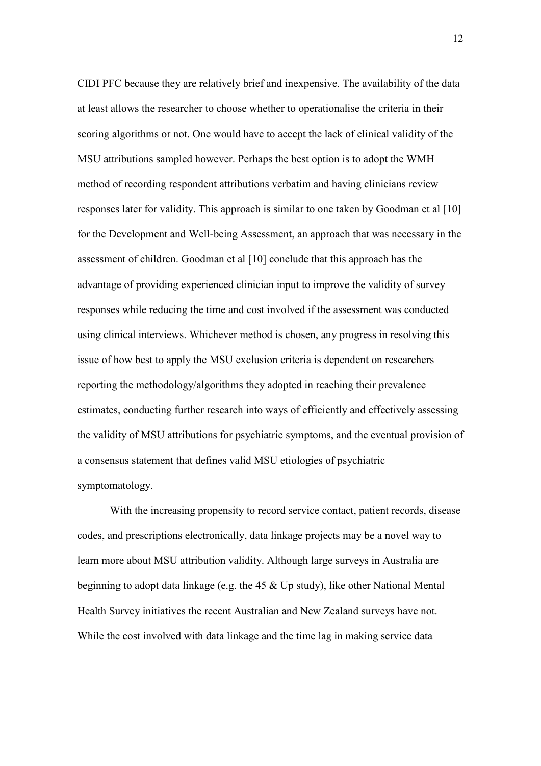CIDI PFC because they are relatively brief and inexpensive. The availability of the data at least allows the researcher to choose whether to operationalise the criteria in their scoring algorithms or not. One would have to accept the lack of clinical validity of the MSU attributions sampled however. Perhaps the best option is to adopt the WMH method of recording respondent attributions verbatim and having clinicians review responses later for validity. This approach is similar to one taken by Goodman et al [10] for the Development and Well-being Assessment, an approach that was necessary in the assessment of children. Goodman et al [10] conclude that this approach has the advantage of providing experienced clinician input to improve the validity of survey responses while reducing the time and cost involved if the assessment was conducted using clinical interviews. Whichever method is chosen, any progress in resolving this issue of how best to apply the MSU exclusion criteria is dependent on researchers reporting the methodology/algorithms they adopted in reaching their prevalence estimates, conducting further research into ways of efficiently and effectively assessing the validity of MSU attributions for psychiatric symptoms, and the eventual provision of a consensus statement that defines valid MSU etiologies of psychiatric symptomatology.

With the increasing propensity to record service contact, patient records, disease codes, and prescriptions electronically, data linkage projects may be a novel way to learn more about MSU attribution validity. Although large surveys in Australia are beginning to adopt data linkage (e.g. the 45 & Up study), like other National Mental Health Survey initiatives the recent Australian and New Zealand surveys have not. While the cost involved with data linkage and the time lag in making service data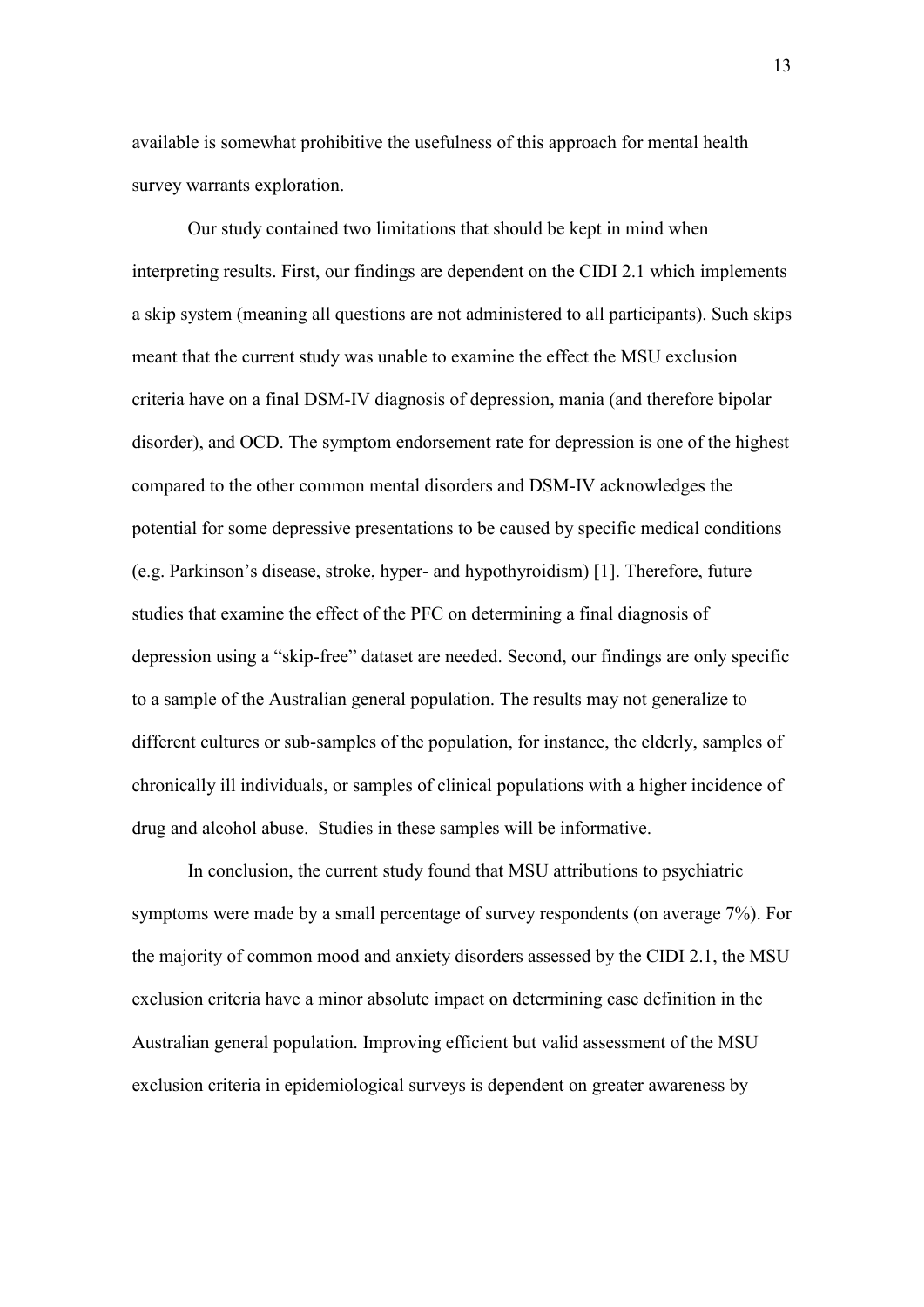available is somewhat prohibitive the usefulness of this approach for mental health survey warrants exploration.

Our study contained two limitations that should be kept in mind when interpreting results. First, our findings are dependent on the CIDI 2.1 which implements a skip system (meaning all questions are not administered to all participants). Such skips meant that the current study was unable to examine the effect the MSU exclusion criteria have on a final DSM-IV diagnosis of depression, mania (and therefore bipolar disorder), and OCD. The symptom endorsement rate for depression is one of the highest compared to the other common mental disorders and DSM-IV acknowledges the potential for some depressive presentations to be caused by specific medical conditions (e.g. Parkinson's disease, stroke, hyper- and hypothyroidism) [1]. Therefore, future studies that examine the effect of the PFC on determining a final diagnosis of depression using a "skip-free" dataset are needed. Second, our findings are only specific to a sample of the Australian general population. The results may not generalize to different cultures or sub-samples of the population, for instance, the elderly, samples of chronically ill individuals, or samples of clinical populations with a higher incidence of drug and alcohol abuse. Studies in these samples will be informative.

In conclusion, the current study found that MSU attributions to psychiatric symptoms were made by a small percentage of survey respondents (on average 7%). For the majority of common mood and anxiety disorders assessed by the CIDI 2.1, the MSU exclusion criteria have a minor absolute impact on determining case definition in the Australian general population. Improving efficient but valid assessment of the MSU exclusion criteria in epidemiological surveys is dependent on greater awareness by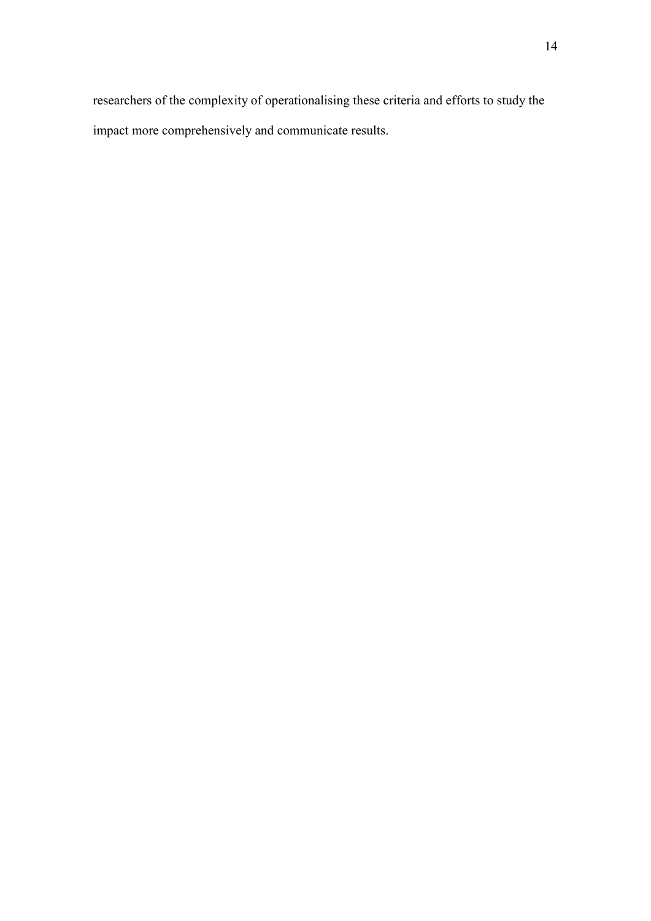researchers of the complexity of operationalising these criteria and efforts to study the impact more comprehensively and communicate results.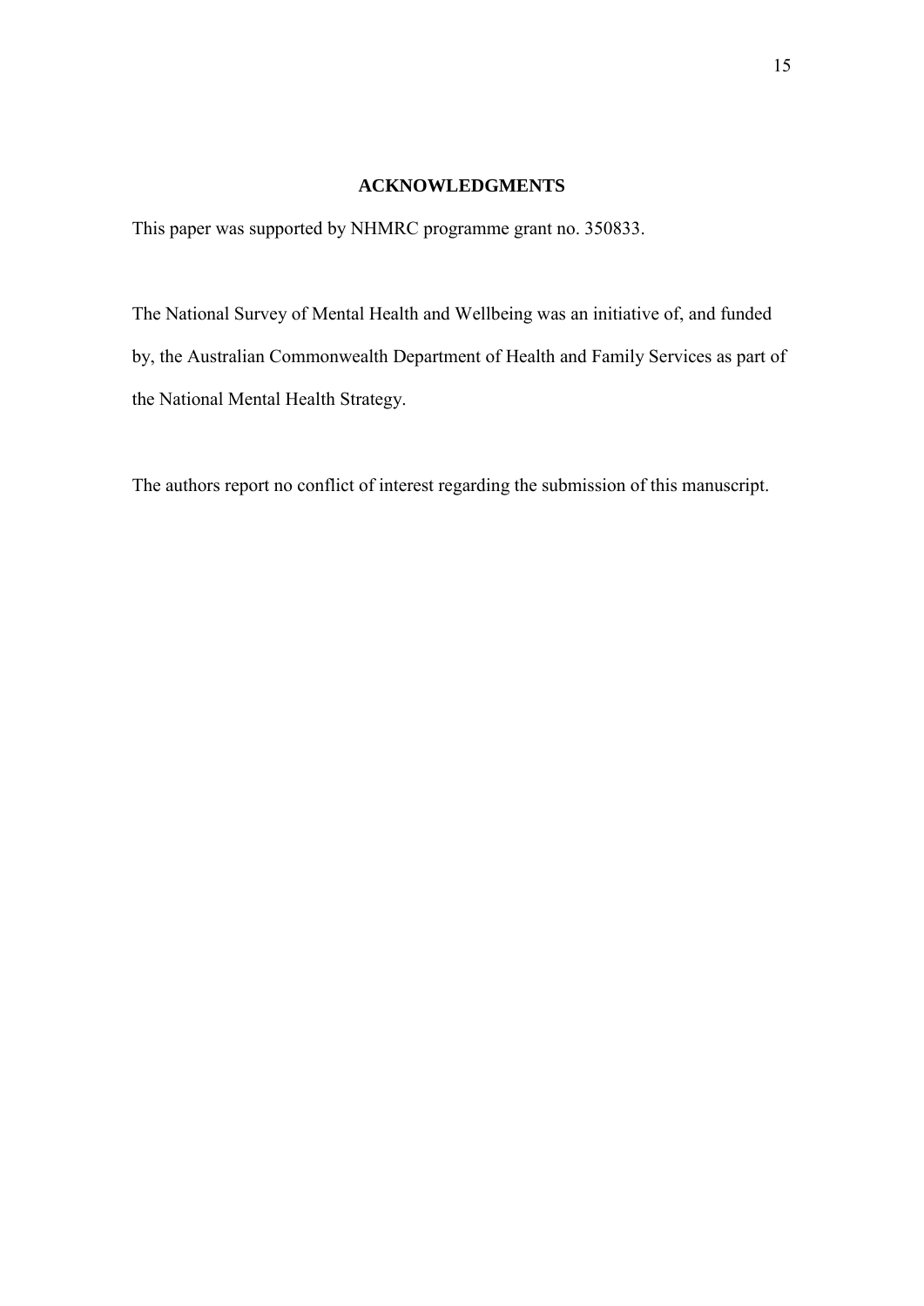## ACKNOWLEDGMENTS

This paper was supported by NHMRC programme grant no. 350833.

The National Survey of Mental Health and Wellbeing was an initiative of, and funded by, the Australian Commonwealth Department of Health and Family Services as part of the National Mental Health Strategy.

The authors report no conflict of interest regarding the submission of this manuscript.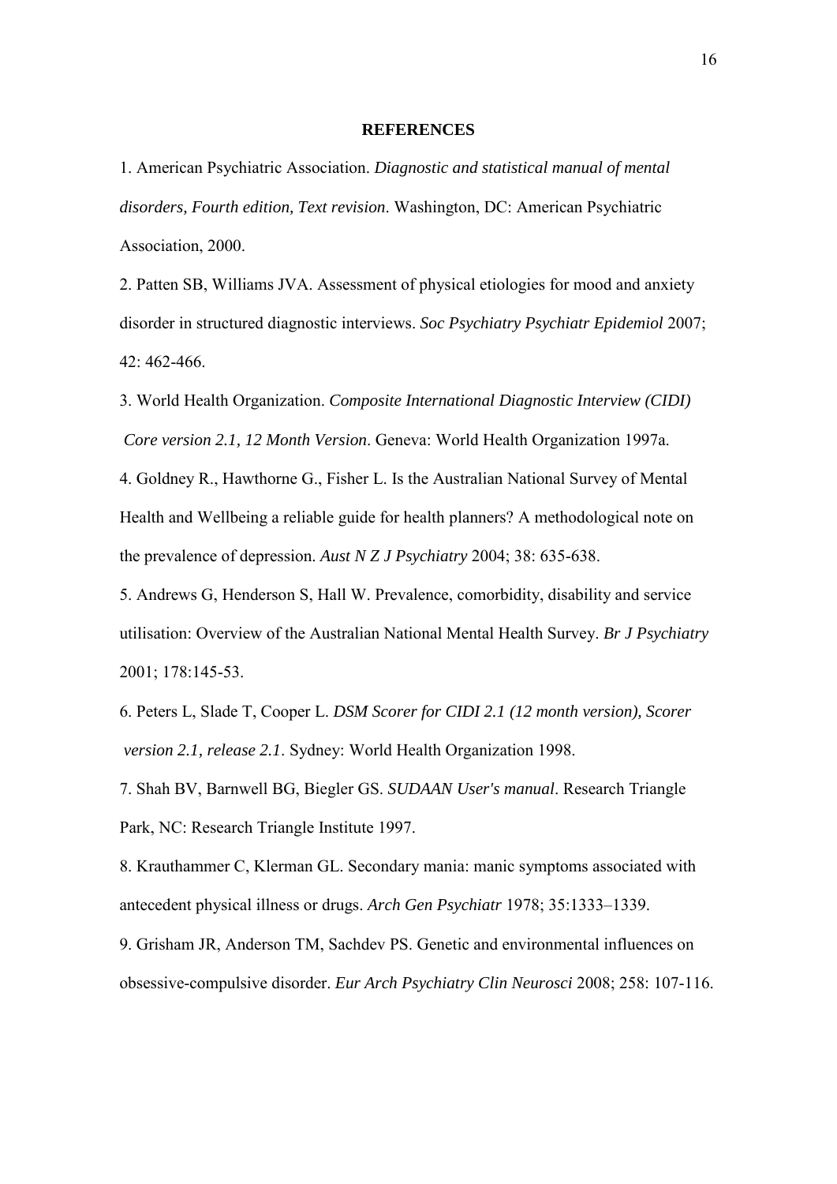## REFERENCES

1. American Psychiatric Association. *Diagnostic and statistical manual of mental disorders, Fourth edition, Text revision*. Washington, DC: American Psychiatric Association, 2000.

2. Patten SB, Williams JVA. Assessment of physical etiologies for mood and anxiety disorder in structured diagnostic interviews. *Soc Psychiatry Psychiatr Epidemiol* 2007; 42: 462-466.

3. World Health Organization. *Composite International Diagnostic Interview (CIDI) Core version 2.1, 12 Month Version*. Geneva: World Health Organization 1997a.

4. Goldney R., Hawthorne G., Fisher L. Is the Australian National Survey of Mental Health and Wellbeing a reliable guide for health planners? A methodological note on the prevalence of depression. *Aust N Z J Psychiatry* 2004; 38: 635-638.

5. Andrews G, Henderson S, Hall W. Prevalence, comorbidity, disability and service utilisation: Overview of the Australian National Mental Health Survey. *Br J Psychiatry* 2001; 178:145-53.

6. Peters L, Slade T, Cooper L. *DSM Scorer for CIDI 2.1 (12 month version), Scorer version 2.1, release 2.1*. Sydney: World Health Organization 1998.

7. Shah BV, Barnwell BG, Biegler GS. *SUDAAN User's manual*. Research Triangle Park, NC: Research Triangle Institute 1997.

8. Krauthammer C, Klerman GL. Secondary mania: manic symptoms associated with antecedent physical illness or drugs. *Arch Gen Psychiatr* 1978; 35:1333–1339.

9. Grisham JR, Anderson TM, Sachdev PS. Genetic and environmental influences on obsessive-compulsive disorder. *Eur Arch Psychiatry Clin Neurosci* 2008; 258: 107-116.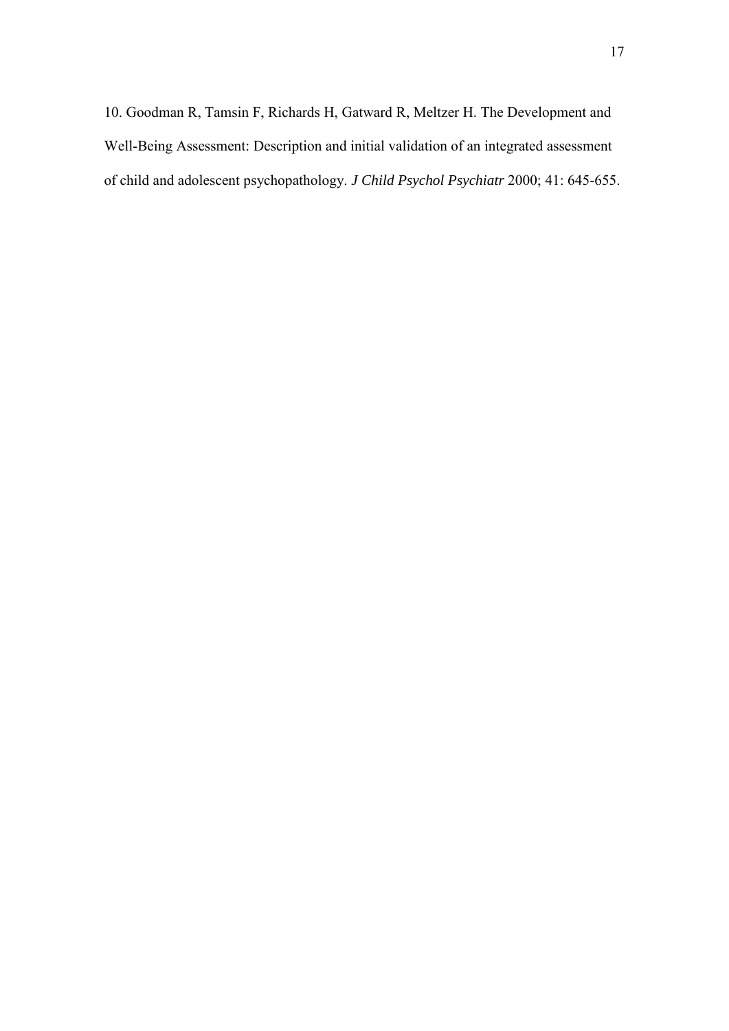10. Goodman R, Tamsin F, Richards H, Gatward R, Meltzer H. The Development and Well-Being Assessment: Description and initial validation of an integrated assessment of child and adolescent psychopathology. *J Child Psychol Psychiatr* 2000; 41: 645-655.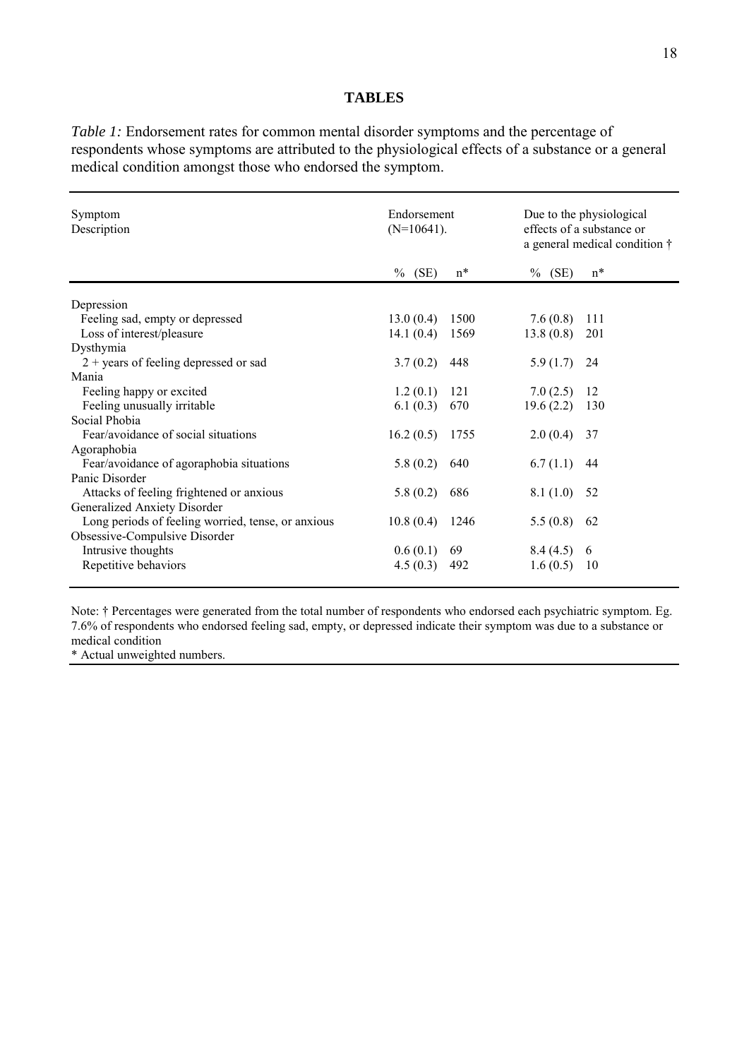## TABLES

*Table 1:* Endorsement rates for common mental disorder symptoms and the percentage of respondents whose symptoms are attributed to the physiological effects of a substance or a general medical condition amongst those who endorsed the symptom.

| Symptom Description | Endorsement (N=10641). | | Due to the physiological effects of a substance or a general medical condition † | |
|---|---|---|---|---|
| | % (SE) | n* | % (SE) | n* |
| Depression | | | | |
| Feeling sad, empty or depressed | 13.0 (0.4) | 1500 | 7.6 (0.8) | 111 |
| Loss of interest/pleasure | 14.1 (0.4) | 1569 | 13.8 (0.8) | 201 |
| Dysthymia | | | | |
| 2 + years of feeling depressed or sad | 3.7 (0.2) | 448 | 5.9 (1.7) | 24 |
| Mania | | | | |
| Feeling happy or excited | 1.2 (0.1) | 121 | 7.0 (2.5) | 12 |
| Feeling unusually irritable | 6.1 (0.3) | 670 | 19.6 (2.2) | 130 |
| Social Phobia | | | | |
| Fear/avoidance of social situations | 16.2 (0.5) | 1755 | 2.0 (0.4) | 37 |
| Agoraphobia | | | | |
| Fear/avoidance of agoraphobia situations | 5.8 (0.2) | 640 | 6.7 (1.1) | 44 |
| Panic Disorder | | | | |
| Attacks of feeling frightened or anxious | 5.8 (0.2) | 686 | 8.1 (1.0) | 52 |
| Generalized Anxiety Disorder | | | | |
| Long periods of feeling worried, tense, or anxious | 10.8 (0.4) | 1246 | 5.5 (0.8) | 62 |
| Obsessive-Compulsive Disorder | | | | |
| Intrusive thoughts | 0.6 (0.1) | 69 | 8.4 (4.5) | 6 |
| Repetitive behaviors | 4.5 (0.3) | 492 | 1.6 (0.5) | 10 |

Note: † Percentages were generated from the total number of respondents who endorsed each psychiatric symptom. Eg. 7.6% of respondents who endorsed feeling sad, empty, or depressed indicate their symptom was due to a substance or medical condition

\* Actual unweighted numbers.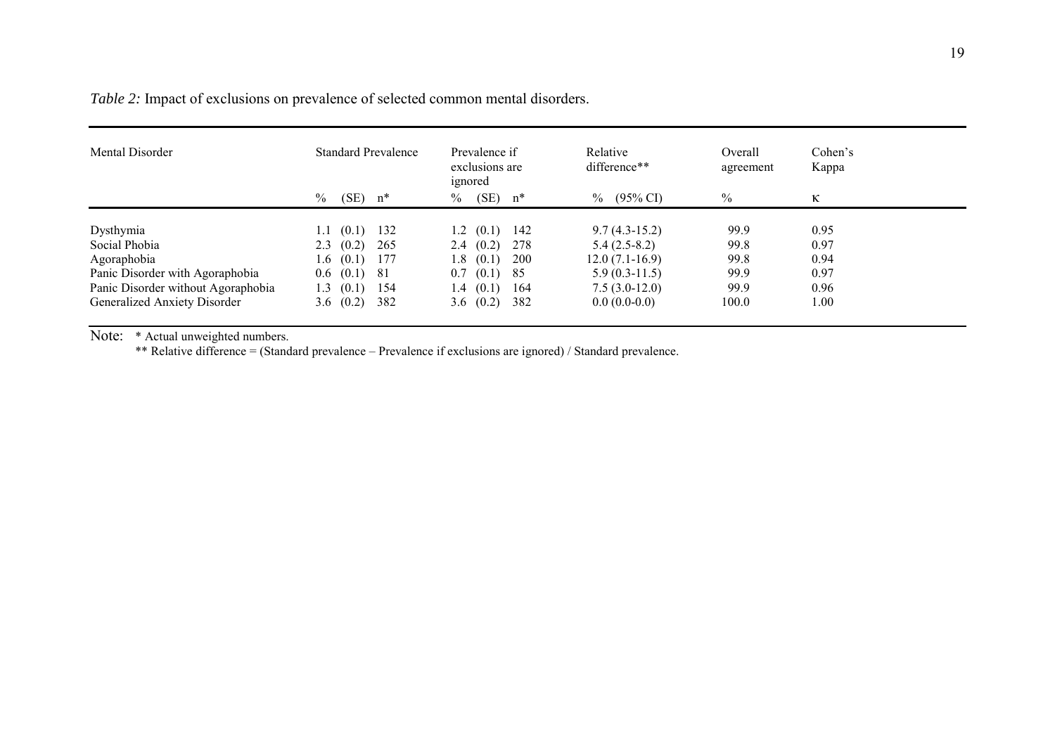*Table 2:* Impact of exclusions on prevalence of selected common mental disorders.

| Mental Disorder | Standard Prevalence | | | Prevalence if exclusions are ignored | | | Relative difference** | Overall agreement | Cohen's Kappa |
|---|---|---|---|---|---|---|---|---|---|
| | % | (SE) | n* | % | (SE) | n* | % (95% CI) | % | κ |
| Dysthymia | 1.1 | (0.1) | 132 | 1.2 | (0.1) | 142 | 9.7 (4.3-15.2) | 99.9 | 0.95 |
| Social Phobia | 2.3 | (0.2) | 265 | 2.4 | (0.2) | 278 | 5.4 (2.5-8.2) | 99.8 | 0.97 |
| Agoraphobia | 1.6 | (0.1) | 177 | 1.8 | (0.1) | 200 | 12.0 (7.1-16.9) | 99.8 | 0.94 |
| Panic Disorder with Agoraphobia | 0.6 | (0.1) | 81 | 0.7 | (0.1) | 85 | 5.9 (0.3-11.5) | 99.9 | 0.97 |
| Panic Disorder without Agoraphobia | 1.3 | (0.1) | 154 | 1.4 | (0.1) | 164 | 7.5 (3.0-12.0) | 99.9 | 0.96 |
| Generalized Anxiety Disorder | 3.6 | (0.2) | 382 | 3.6 | (0.2) | 382 | 0.0 (0.0-0.0) | 100.0 | 1.00 |

Note: * Actual unweighted numbers.

** Relative difference = (Standard prevalence – Prevalence if exclusions are ignored) / Standard prevalence.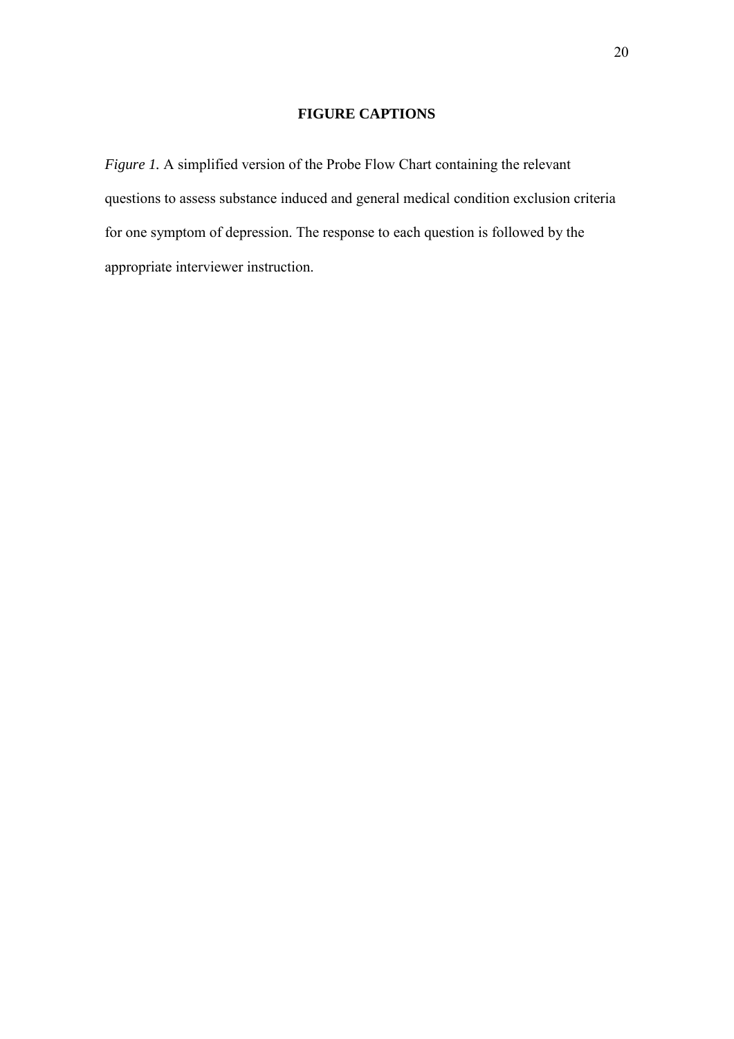## FIGURE CAPTIONS

*Figure 1.* A simplified version of the Probe Flow Chart containing the relevant questions to assess substance induced and general medical condition exclusion criteria for one symptom of depression. The response to each question is followed by the appropriate interviewer instruction.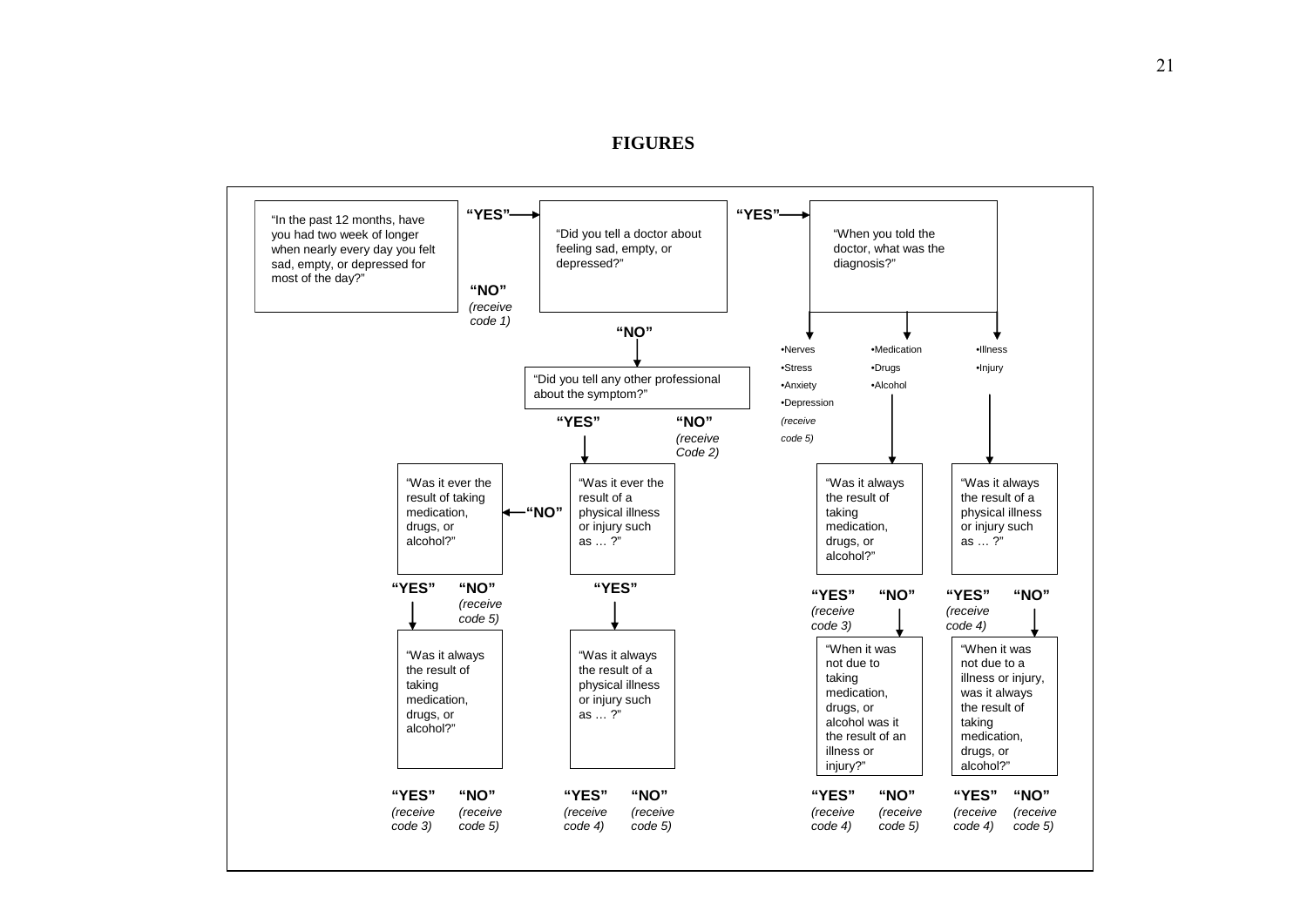# FIGURES

"In the past 12 months, have you had two week of longer when nearly every day you felt sad, empty, or depressed for most of the day?"

"YES"

"NO" *(receive code 1)*

"Did you tell a doctor about feeling sad, empty, or depressed?"

"YES"

"NO"

"When you told the doctor, what was the diagnosis?"

•Nerves
•Stress
•Anxiety
•Depression
*(receive code 5)*

•Medication
•Drugs
•Alcohol

•Illness
•Injury

"Did you tell any other professional about the symptom?"

"YES"

"NO" *(receive Code 2)*

"Was it ever the result of taking medication, drugs, or alcohol?"

"NO"

"Was it ever the result of a physical illness or injury such as … ?"

"Was it always the result of taking medication, drugs, or alcohol?"

"Was it always the result of a physical illness or injury such as … ?"

"YES"

"NO" *(receive code 5)*

"YES"

"YES" *(receive code 3)*

"NO"

"YES" *(receive code 4)*

"NO"

"Was it always the result of taking medication, drugs, or alcohol?"

"Was it always the result of a physical illness or injury such as … ?"

"When it was not due to taking medication, drugs, or alcohol was it the result of an illness or injury?"

"When it was not due to a illness or injury, was it always the result of taking medication, drugs, or alcohol?"

"YES" *(receive code 3)*

"NO" *(receive code 5)*

"YES" *(receive code 4)*

"NO" *(receive code 5)*

"YES" *(receive code 4)*

"NO" *(receive code 5)*

"YES" *(receive code 4)*

"NO" *(receive code 5)*